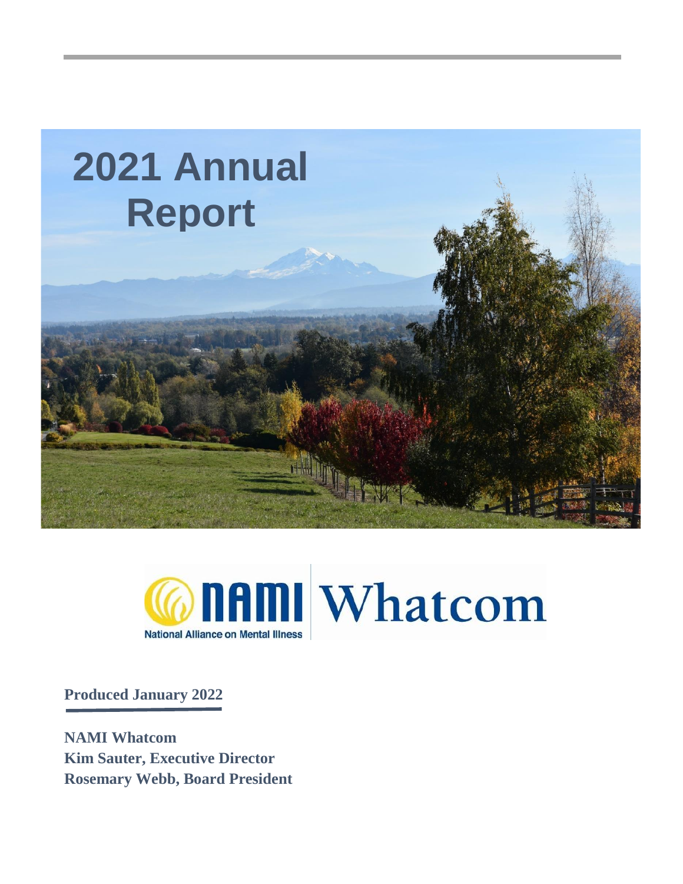# 2021 Annual Report

NAMI Whatcom

National Alliance on Mental Illness

**Produced January 2022**

**NAMI Whatcom**
**Kim Sauter, Executive Director**
**Rosemary Webb, Board President**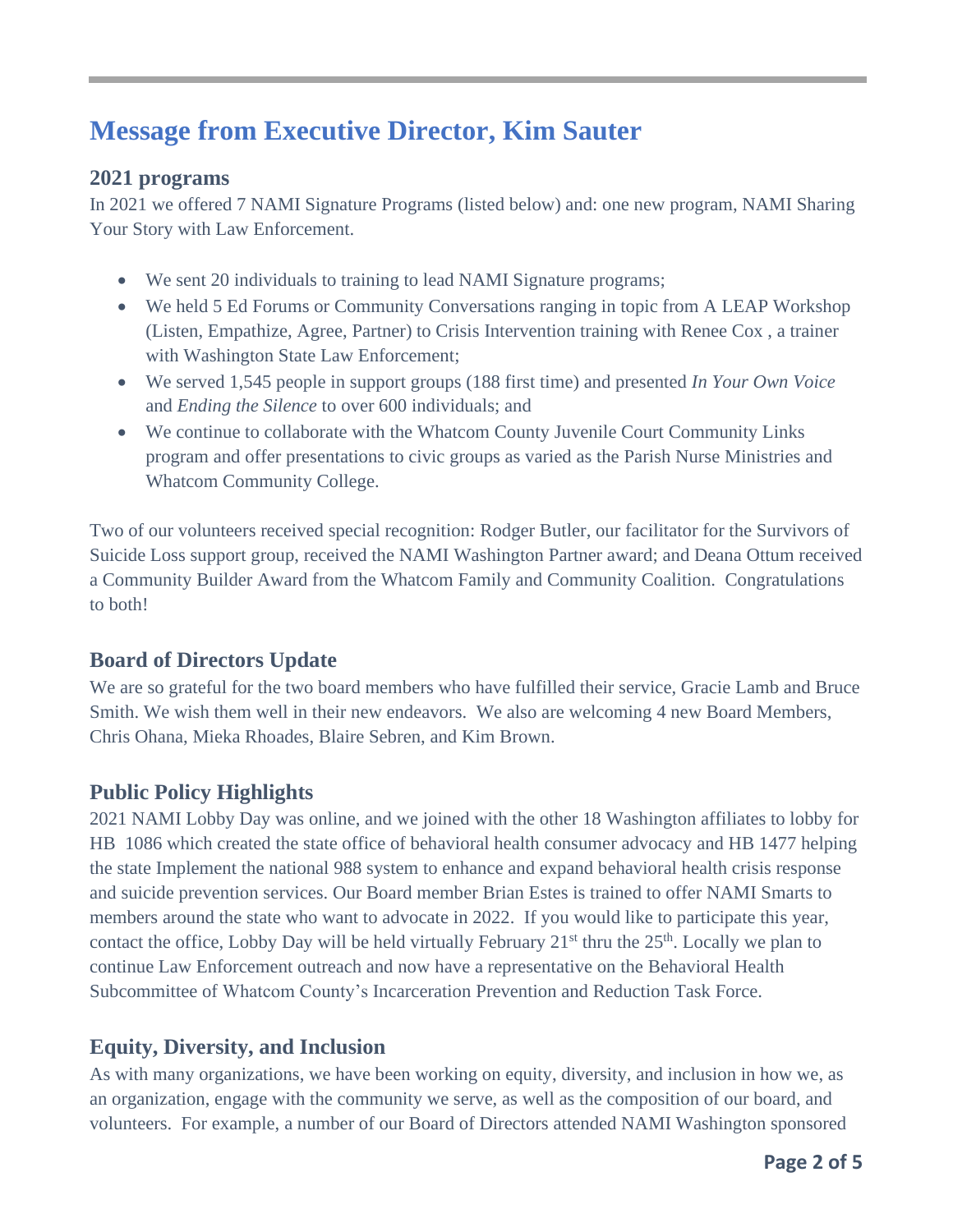# Message from Executive Director, Kim Sauter

### 2021 programs

In 2021 we offered 7 NAMI Signature Programs (listed below) and: one new program, NAMI Sharing Your Story with Law Enforcement.

- We sent 20 individuals to training to lead NAMI Signature programs;
- We held 5 Ed Forums or Community Conversations ranging in topic from A LEAP Workshop (Listen, Empathize, Agree, Partner) to Crisis Intervention training with Renee Cox , a trainer with Washington State Law Enforcement;
- We served 1,545 people in support groups (188 first time) and presented *In Your Own Voice* and *Ending the Silence* to over 600 individuals; and
- We continue to collaborate with the Whatcom County Juvenile Court Community Links program and offer presentations to civic groups as varied as the Parish Nurse Ministries and Whatcom Community College.

Two of our volunteers received special recognition: Rodger Butler, our facilitator for the Survivors of Suicide Loss support group, received the NAMI Washington Partner award; and Deana Ottum received a Community Builder Award from the Whatcom Family and Community Coalition. Congratulations to both!

## Board of Directors Update

We are so grateful for the two board members who have fulfilled their service, Gracie Lamb and Bruce Smith. We wish them well in their new endeavors. We also are welcoming 4 new Board Members, Chris Ohana, Mieka Rhoades, Blaire Sebren, and Kim Brown.

## Public Policy Highlights

2021 NAMI Lobby Day was online, and we joined with the other 18 Washington affiliates to lobby for HB 1086 which created the state office of behavioral health consumer advocacy and HB 1477 helping the state Implement the national 988 system to enhance and expand behavioral health crisis response and suicide prevention services. Our Board member Brian Estes is trained to offer NAMI Smarts to members around the state who want to advocate in 2022. If you would like to participate this year, contact the office, Lobby Day will be held virtually February 21st thru the 25th. Locally we plan to continue Law Enforcement outreach and now have a representative on the Behavioral Health Subcommittee of Whatcom County's Incarceration Prevention and Reduction Task Force.

## Equity, Diversity, and Inclusion

As with many organizations, we have been working on equity, diversity, and inclusion in how we, as an organization, engage with the community we serve, as well as the composition of our board, and volunteers. For example, a number of our Board of Directors attended NAMI Washington sponsored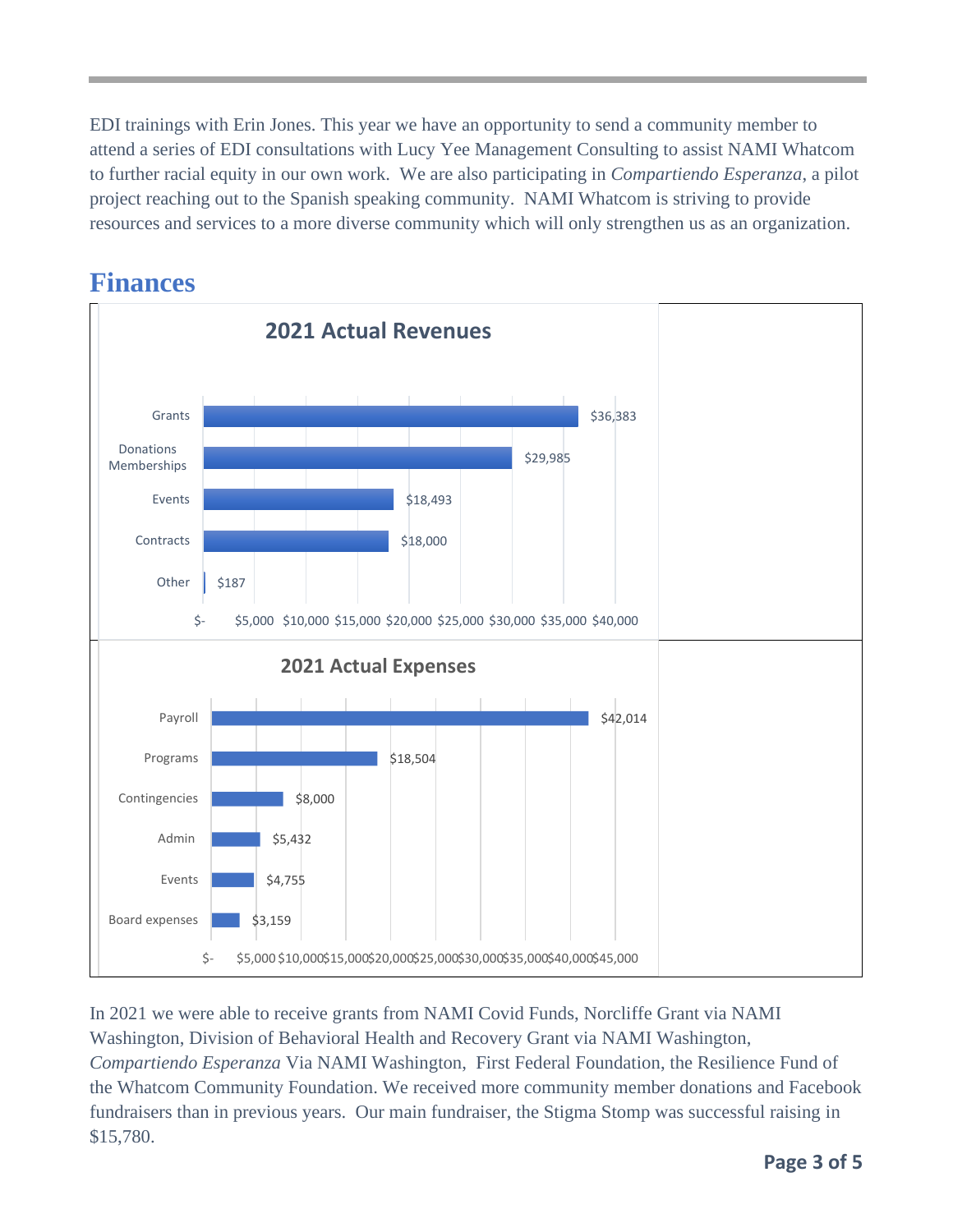EDI trainings with Erin Jones. This year we have an opportunity to send a community member to attend a series of EDI consultations with Lucy Yee Management Consulting to assist NAMI Whatcom to further racial equity in our own work. We are also participating in *Compartiendo Esperanza*, a pilot project reaching out to the Spanish speaking community. NAMI Whatcom is striving to provide resources and services to a more diverse community which will only strengthen us as an organization.

## Finances

**2021 Actual Revenues**

| Category | Amount |
|---|---|
| Grants | $36,383 |
| Donations Memberships | $29,985 |
| Events | $18,493 |
| Contracts | $18,000 |
| Other | $187 |

**2021 Actual Expenses**

| Category | Amount |
|---|---|
| Payroll | $42,014 |
| Programs | $18,504 |
| Contingencies | $8,000 |
| Admin | $5,432 |
| Events | $4,755 |
| Board expenses | $3,159 |

In 2021 we were able to receive grants from NAMI Covid Funds, Norcliffe Grant via NAMI Washington, Division of Behavioral Health and Recovery Grant via NAMI Washington, *Compartiendo Esperanza* Via NAMI Washington, First Federal Foundation, the Resilience Fund of the Whatcom Community Foundation. We received more community member donations and Facebook fundraisers than in previous years. Our main fundraiser, the Stigma Stomp was successful raising in $15,780.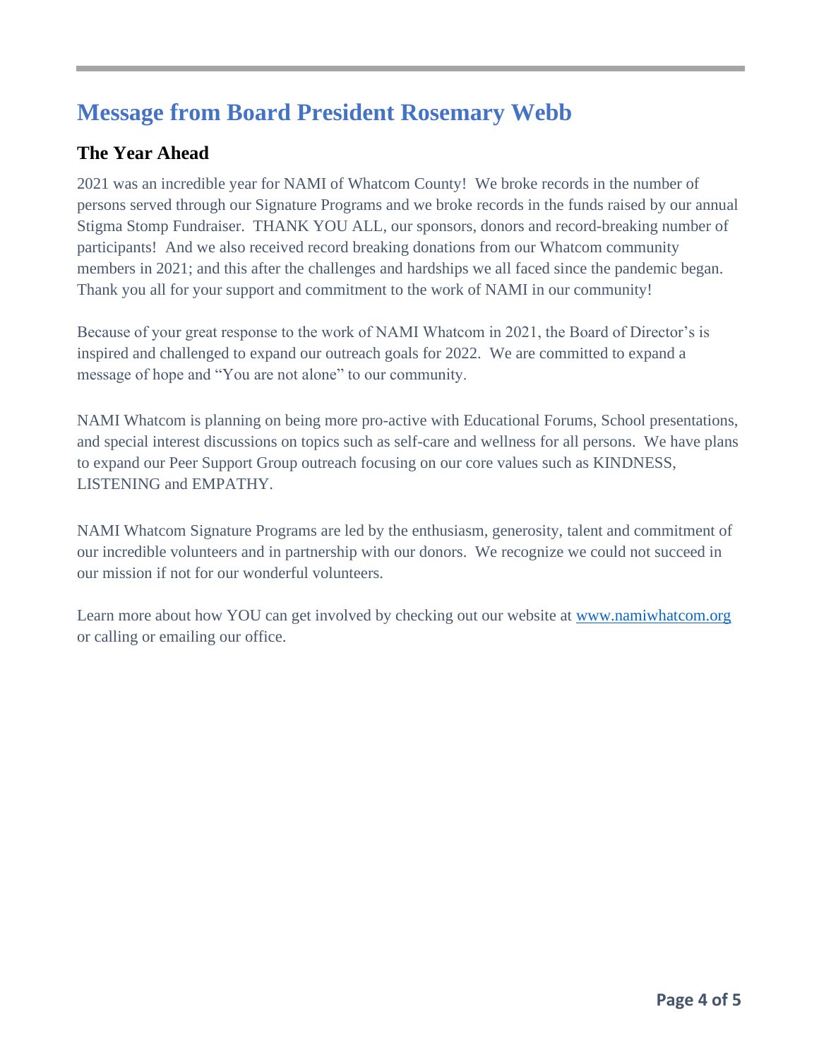## Message from Board President Rosemary Webb

### The Year Ahead

2021 was an incredible year for NAMI of Whatcom County! We broke records in the number of persons served through our Signature Programs and we broke records in the funds raised by our annual Stigma Stomp Fundraiser. THANK YOU ALL, our sponsors, donors and record-breaking number of participants! And we also received record breaking donations from our Whatcom community members in 2021; and this after the challenges and hardships we all faced since the pandemic began. Thank you all for your support and commitment to the work of NAMI in our community!

Because of your great response to the work of NAMI Whatcom in 2021, the Board of Director's is inspired and challenged to expand our outreach goals for 2022. We are committed to expand a message of hope and "You are not alone" to our community.

NAMI Whatcom is planning on being more pro-active with Educational Forums, School presentations, and special interest discussions on topics such as self-care and wellness for all persons. We have plans to expand our Peer Support Group outreach focusing on our core values such as KINDNESS, LISTENING and EMPATHY.

NAMI Whatcom Signature Programs are led by the enthusiasm, generosity, talent and commitment of our incredible volunteers and in partnership with our donors. We recognize we could not succeed in our mission if not for our wonderful volunteers.

Learn more about how YOU can get involved by checking out our website at [www.namiwhatcom.org](http://www.namiwhatcom.org) or calling or emailing our office.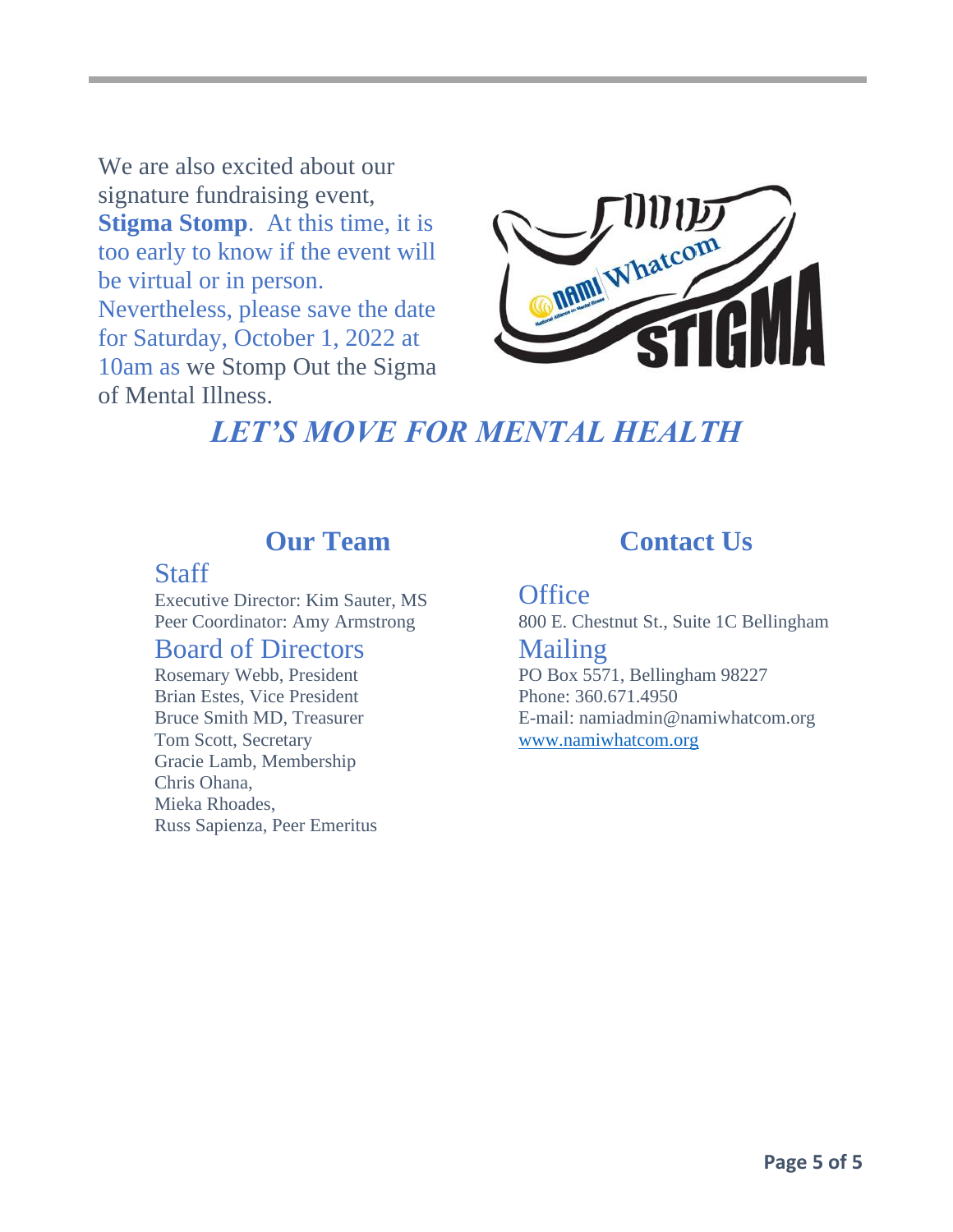We are also excited about our signature fundraising event, **Stigma Stomp**. At this time, it is too early to know if the event will be virtual or in person. Nevertheless, please save the date for Saturday, October 1, 2022 at 10am as we Stomp Out the Sigma of Mental Illness.

***LET'S MOVE FOR MENTAL HEALTH***

## Our Team

### Staff

Executive Director: Kim Sauter, MS
Peer Coordinator: Amy Armstrong

### Board of Directors

Rosemary Webb, President
Brian Estes, Vice President
Bruce Smith MD, Treasurer
Tom Scott, Secretary
Gracie Lamb, Membership
Chris Ohana,
Mieka Rhoades,
Russ Sapienza, Peer Emeritus

## Contact Us

### Office

800 E. Chestnut St., Suite 1C Bellingham

### Mailing

PO Box 5571, Bellingham 98227
Phone: 360.671.4950
E-mail: namiadmin@namiwhatcom.org
www.namiwhatcom.org